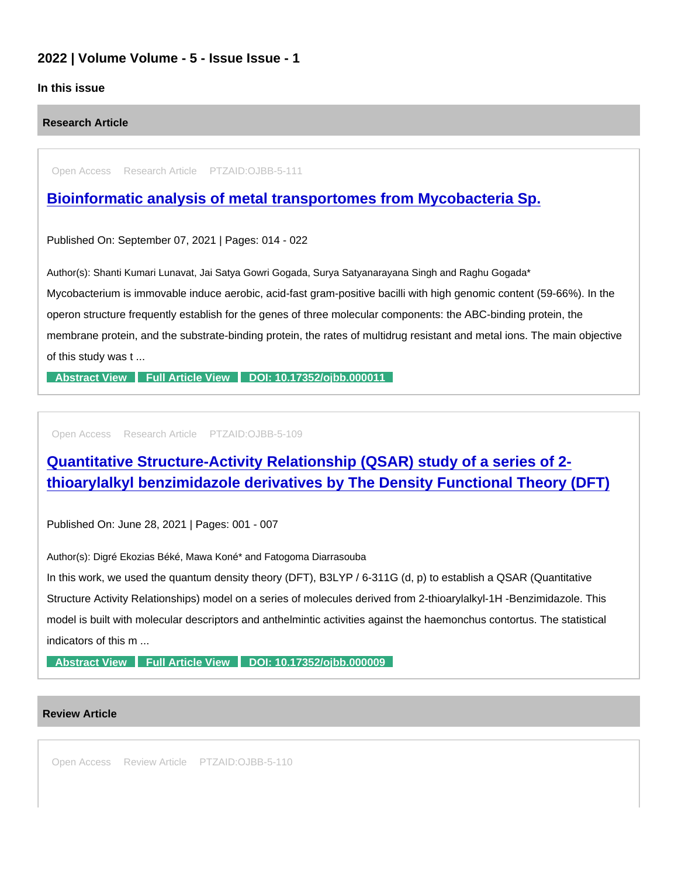## 2022 | Volume Volume - 5 - Issue Issue - 1

**In this issue**

### Research Article

Open Access Research Article PTZAID:OJBB-5-111

### [Bioinformatic analysis of metal transportomes from Mycobacteria Sp.]

Published On: September 07, 2021 | Pages: 014 - 022

Author(s): Shanti Kumari Lunavat, Jai Satya Gowri Gogada, Surya Satyanarayana Singh and Raghu Gogada*

Mycobacterium is immovable induce aerobic, acid-fast gram-positive bacilli with high genomic content (59-66%). In the operon structure frequently establish for the genes of three molecular components: the ABC-binding protein, the membrane protein, and the substrate-binding protein, the rates of multidrug resistant and metal ions. The main objective of this study was t ...

Abstract View | Full Article View | DOI: 10.17352/ojbb.000011

Open Access Research Article PTZAID:OJBB-5-109

### [Quantitative Structure-Activity Relationship (QSAR) study of a series of 2-thioarylalkyl benzimidazole derivatives by The Density Functional Theory (DFT)]

Published On: June 28, 2021 | Pages: 001 - 007

Author(s): Digré Ekozias Béké, Mawa Koné* and Fatogoma Diarrasouba

In this work, we used the quantum density theory (DFT), B3LYP / 6-311G (d, p) to establish a QSAR (Quantitative Structure Activity Relationships) model on a series of molecules derived from 2-thioarylalkyl-1H -Benzimidazole. This model is built with molecular descriptors and anthelmintic activities against the haemonchus contortus. The statistical indicators of this m ...

Abstract View | Full Article View | DOI: 10.17352/ojbb.000009

### Review Article

Open Access Review Article PTZAID:OJBB-5-110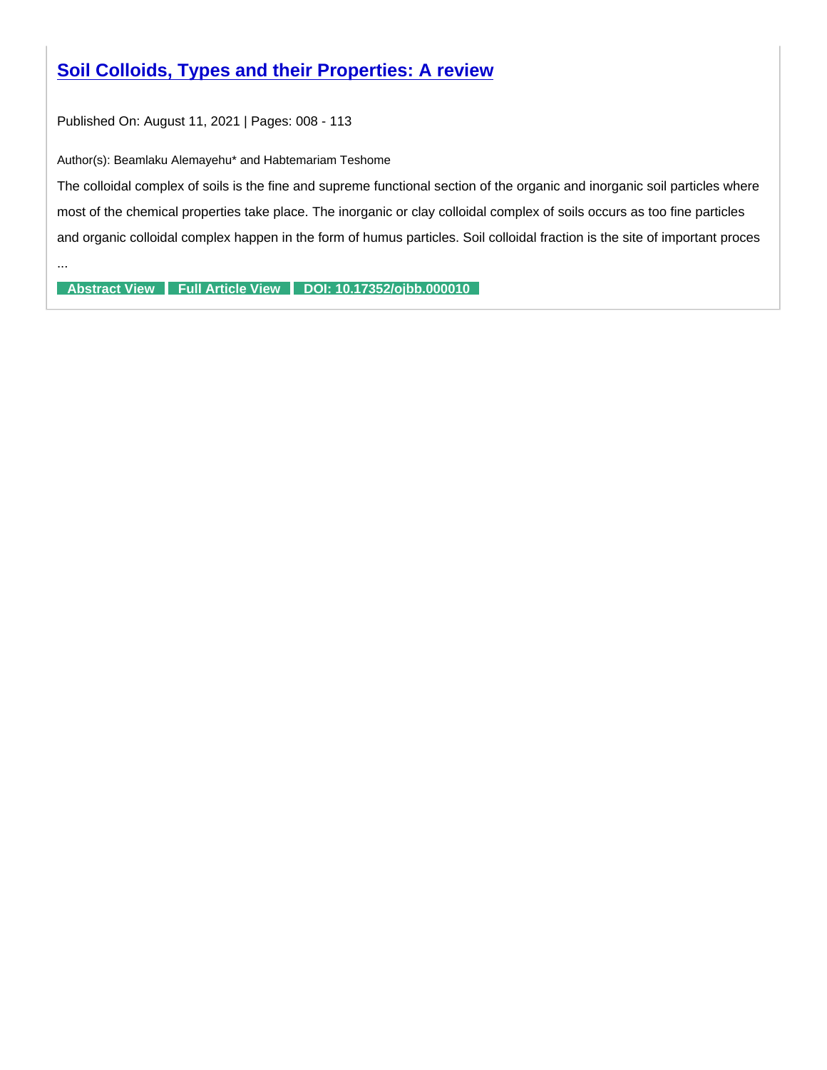## [Soil Colloids, Types and their Properties: A review]

Published On: August 11, 2021 | Pages: 008 - 113

Author(s): Beamlaku Alemayehu* and Habtemariam Teshome

The colloidal complex of soils is the fine and supreme functional section of the organic and inorganic soil particles where most of the chemical properties take place. The inorganic or clay colloidal complex of soils occurs as too fine particles and organic colloidal complex happen in the form of humus particles. Soil colloidal fraction is the site of important proces

...

Abstract View | Full Article View | DOI: 10.17352/ojbb.000010